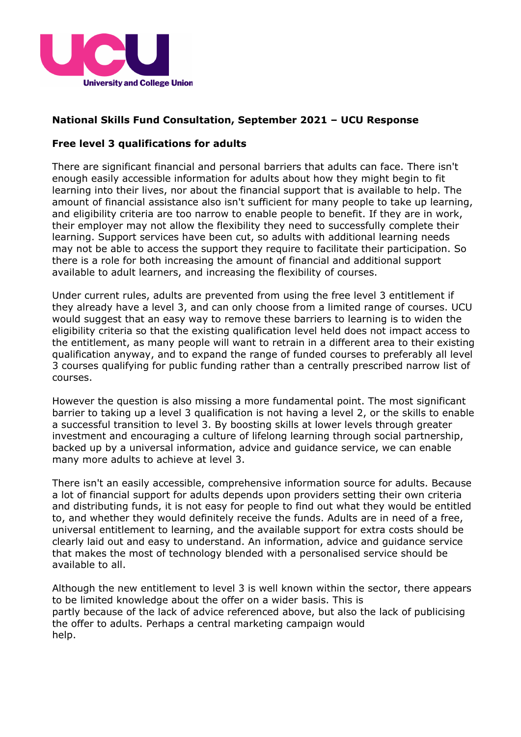## National Skills Fund Consultation, September 2021 – UCU Response

### Free level 3 qualifications for adults

There are significant financial and personal barriers that adults can face. There isn't enough easily accessible information for adults about how they might begin to fit learning into their lives, nor about the financial support that is available to help. The amount of financial assistance also isn't sufficient for many people to take up learning, and eligibility criteria are too narrow to enable people to benefit. If they are in work, their employer may not allow the flexibility they need to successfully complete their learning. Support services have been cut, so adults with additional learning needs may not be able to access the support they require to facilitate their participation. So there is a role for both increasing the amount of financial and additional support available to adult learners, and increasing the flexibility of courses.

Under current rules, adults are prevented from using the free level 3 entitlement if they already have a level 3, and can only choose from a limited range of courses. UCU would suggest that an easy way to remove these barriers to learning is to widen the eligibility criteria so that the existing qualification level held does not impact access to the entitlement, as many people will want to retrain in a different area to their existing qualification anyway, and to expand the range of funded courses to preferably all level 3 courses qualifying for public funding rather than a centrally prescribed narrow list of courses.

However the question is also missing a more fundamental point. The most significant barrier to taking up a level 3 qualification is not having a level 2, or the skills to enable a successful transition to level 3. By boosting skills at lower levels through greater investment and encouraging a culture of lifelong learning through social partnership, backed up by a universal information, advice and guidance service, we can enable many more adults to achieve at level 3.

There isn't an easily accessible, comprehensive information source for adults. Because a lot of financial support for adults depends upon providers setting their own criteria and distributing funds, it is not easy for people to find out what they would be entitled to, and whether they would definitely receive the funds. Adults are in need of a free, universal entitlement to learning, and the available support for extra costs should be clearly laid out and easy to understand. An information, advice and guidance service that makes the most of technology blended with a personalised service should be available to all.

Although the new entitlement to level 3 is well known within the sector, there appears to be limited knowledge about the offer on a wider basis. This is partly because of the lack of advice referenced above, but also the lack of publicising the offer to adults. Perhaps a central marketing campaign would help.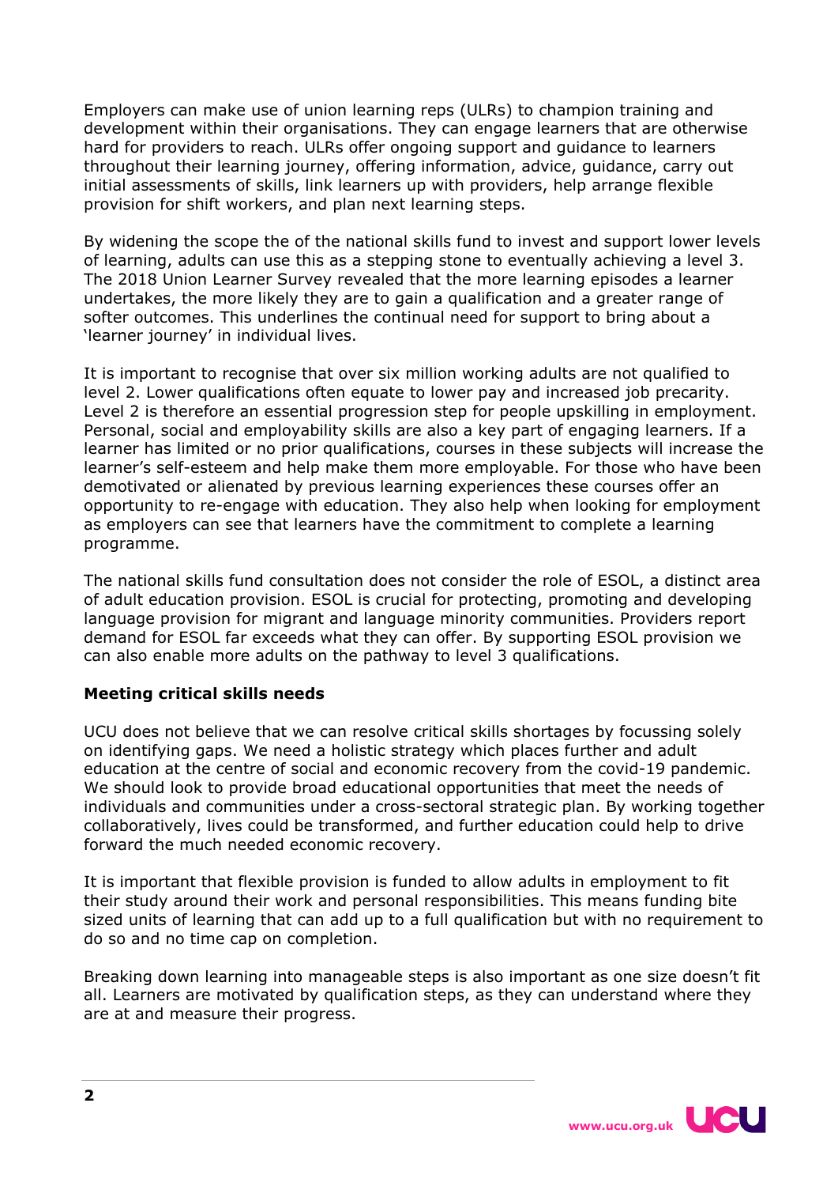Employers can make use of union learning reps (ULRs) to champion training and development within their organisations. They can engage learners that are otherwise hard for providers to reach. ULRs offer ongoing support and guidance to learners throughout their learning journey, offering information, advice, guidance, carry out initial assessments of skills, link learners up with providers, help arrange flexible provision for shift workers, and plan next learning steps.

By widening the scope the of the national skills fund to invest and support lower levels of learning, adults can use this as a stepping stone to eventually achieving a level 3. The 2018 Union Learner Survey revealed that the more learning episodes a learner undertakes, the more likely they are to gain a qualification and a greater range of softer outcomes. This underlines the continual need for support to bring about a 'learner journey' in individual lives.

It is important to recognise that over six million working adults are not qualified to level 2. Lower qualifications often equate to lower pay and increased job precarity. Level 2 is therefore an essential progression step for people upskilling in employment. Personal, social and employability skills are also a key part of engaging learners. If a learner has limited or no prior qualifications, courses in these subjects will increase the learner's self-esteem and help make them more employable. For those who have been demotivated or alienated by previous learning experiences these courses offer an opportunity to re-engage with education. They also help when looking for employment as employers can see that learners have the commitment to complete a learning programme.

The national skills fund consultation does not consider the role of ESOL, a distinct area of adult education provision. ESOL is crucial for protecting, promoting and developing language provision for migrant and language minority communities. Providers report demand for ESOL far exceeds what they can offer. By supporting ESOL provision we can also enable more adults on the pathway to level 3 qualifications.

**Meeting critical skills needs**

UCU does not believe that we can resolve critical skills shortages by focussing solely on identifying gaps. We need a holistic strategy which places further and adult education at the centre of social and economic recovery from the covid-19 pandemic. We should look to provide broad educational opportunities that meet the needs of individuals and communities under a cross-sectoral strategic plan. By working together collaboratively, lives could be transformed, and further education could help to drive forward the much needed economic recovery.

It is important that flexible provision is funded to allow adults in employment to fit their study around their work and personal responsibilities. This means funding bite sized units of learning that can add up to a full qualification but with no requirement to do so and no time cap on completion.

Breaking down learning into manageable steps is also important as one size doesn't fit all. Learners are motivated by qualification steps, as they can understand where they are at and measure their progress.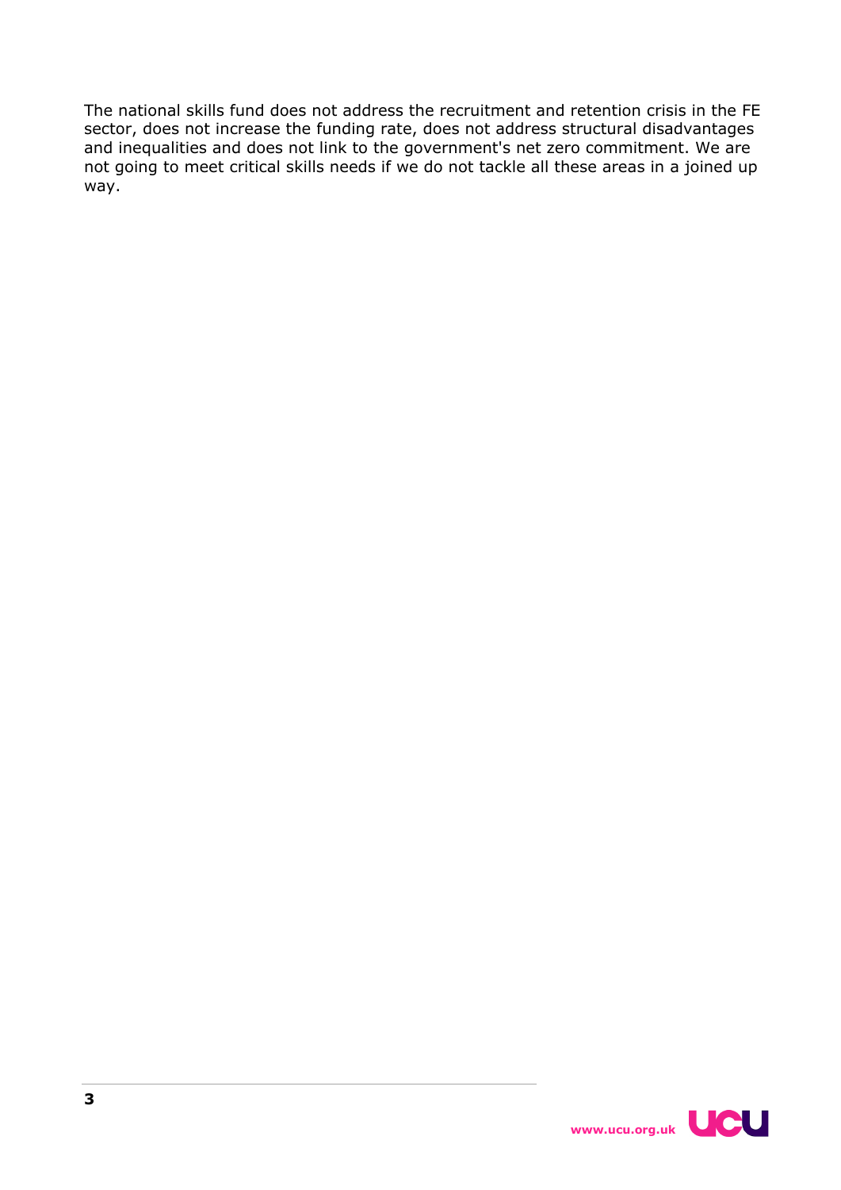The national skills fund does not address the recruitment and retention crisis in the FE sector, does not increase the funding rate, does not address structural disadvantages and inequalities and does not link to the government's net zero commitment. We are not going to meet critical skills needs if we do not tackle all these areas in a joined up way.